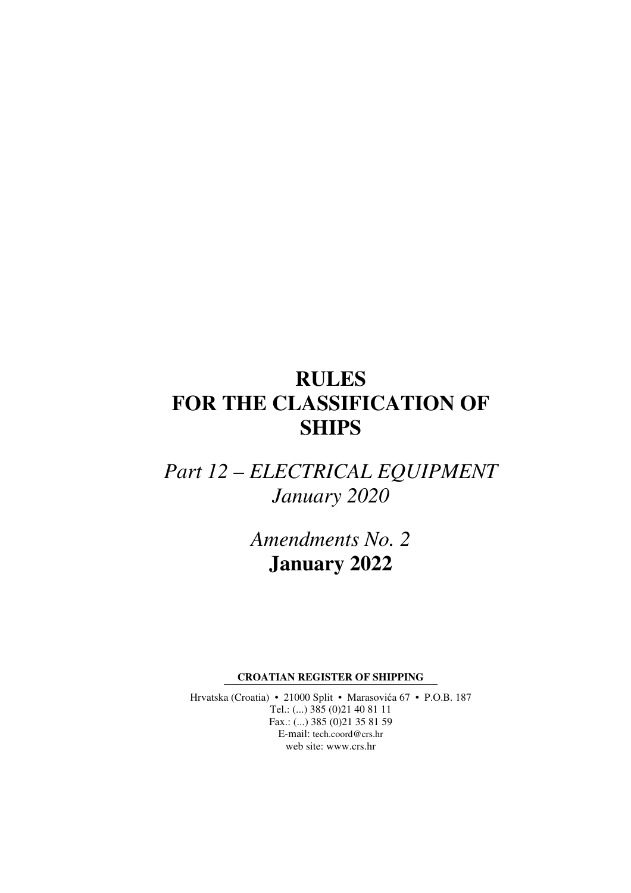# RULES FOR THE CLASSIFICATION OF SHIPS

## *Part 12 – ELECTRICAL EQUIPMENT*
## *January 2020*

## *Amendments No. 2*
## **January 2022**

**CROATIAN REGISTER OF SHIPPING**

Hrvatska (Croatia) • 21000 Split • Marasovića 67 • P.O.B. 187
Tel.: (...) 385 (0)21 40 81 11
Fax.: (...) 385 (0)21 35 81 59
E-mail: tech.coord@crs.hr
web site: www.crs.hr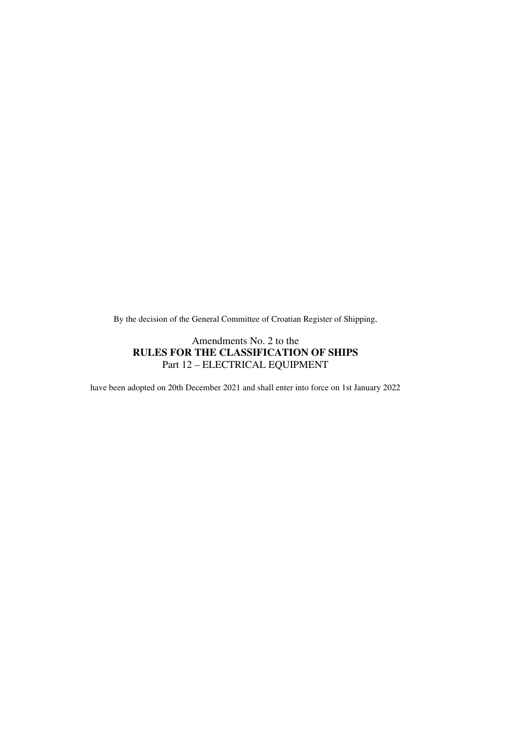By the decision of the General Committee of Croatian Register of Shipping,

Amendments No. 2 to the
**RULES FOR THE CLASSIFICATION OF SHIPS**
Part 12 – ELECTRICAL EQUIPMENT

have been adopted on 20th December 2021 and shall enter into force on 1st January 2022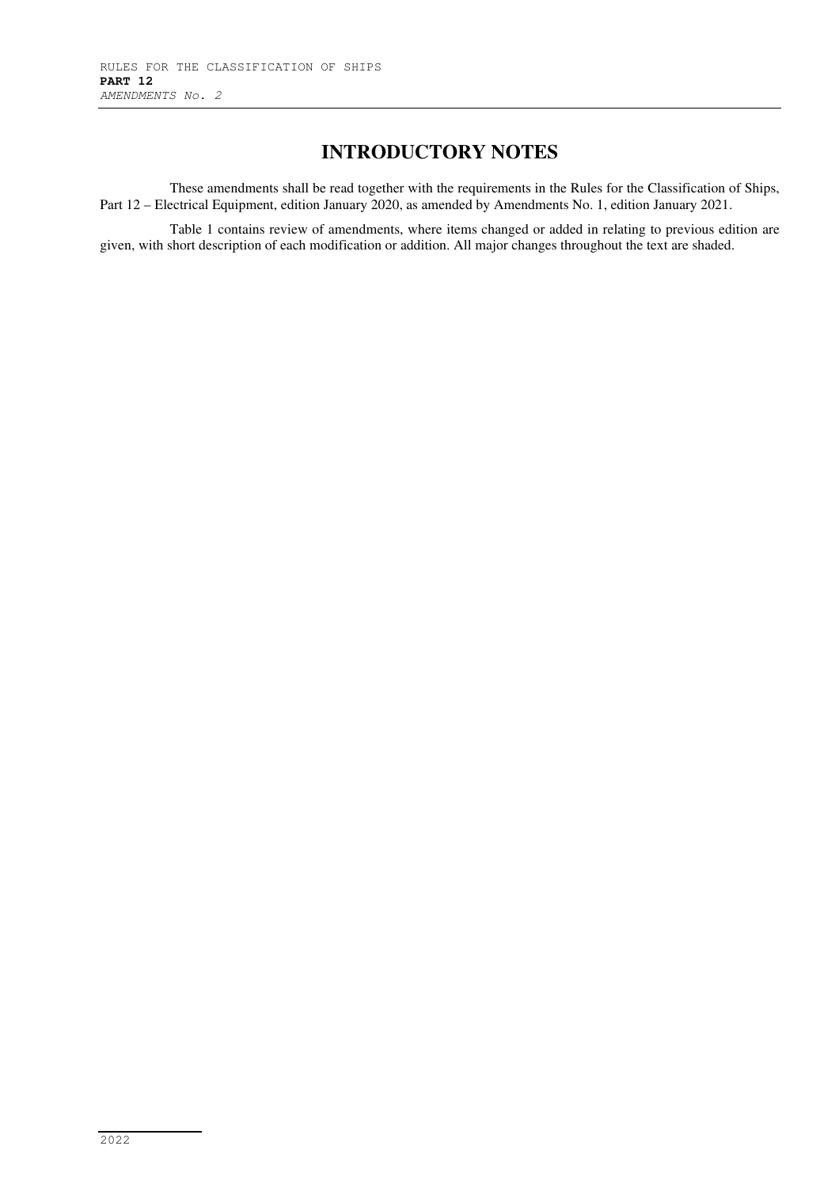# INTRODUCTORY NOTES

These amendments shall be read together with the requirements in the Rules for the Classification of Ships, Part 12 – Electrical Equipment, edition January 2020, as amended by Amendments No. 1, edition January 2021.

Table 1 contains review of amendments, where items changed or added in relating to previous edition are given, with short description of each modification or addition. All major changes throughout the text are shaded.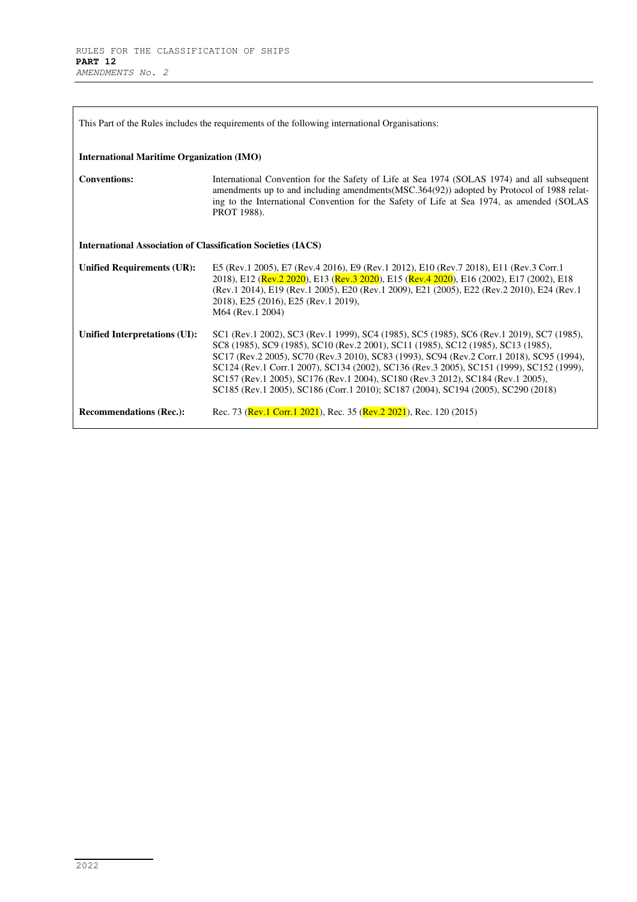This Part of the Rules includes the requirements of the following international Organisations:

**International Maritime Organization (IMO)**

| | |
|---|---|
| **Conventions:** | International Convention for the Safety of Life at Sea 1974 (SOLAS 1974) and all subsequent amendments up to and including amendments(MSC.364(92)) adopted by Protocol of 1988 relating to the International Convention for the Safety of Life at Sea 1974, as amended (SOLAS PROT 1988). |

**International Association of Classification Societies (IACS)**

| | |
|---|---|
| **Unified Requirements (UR):** | E5 (Rev.1 2005), E7 (Rev.4 2016), E9 (Rev.1 2012), E10 (Rev.7 2018), E11 (Rev.3 Corr.1 2018), E12 (Rev.2 2020), E13 (Rev.3 2020), E15 (Rev.4 2020), E16 (2002), E17 (2002), E18 (Rev.1 2014), E19 (Rev.1 2005), E20 (Rev.1 2009), E21 (2005), E22 (Rev.2 2010), E24 (Rev.1 2018), E25 (2016), E25 (Rev.1 2019), M64 (Rev.1 2004) |
| **Unified Interpretations (UI):** | SC1 (Rev.1 2002), SC3 (Rev.1 1999), SC4 (1985), SC5 (1985), SC6 (Rev.1 2019), SC7 (1985), SC8 (1985), SC9 (1985), SC10 (Rev.2 2001), SC11 (1985), SC12 (1985), SC13 (1985), SC17 (Rev.2 2005), SC70 (Rev.3 2010), SC83 (1993), SC94 (Rev.2 Corr.1 2018), SC95 (1994), SC124 (Rev.1 Corr.1 2007), SC134 (2002), SC136 (Rev.3 2005), SC151 (1999), SC152 (1999), SC157 (Rev.1 2005), SC176 (Rev.1 2004), SC180 (Rev.3 2012), SC184 (Rev.1 2005), SC185 (Rev.1 2005), SC186 (Corr.1 2010); SC187 (2004), SC194 (2005), SC290 (2018) |
| **Recommendations (Rec.):** | Rec. 73 (Rev.1 Corr.1 2021), Rec. 35 (Rev.2 2021), Rec. 120 (2015) |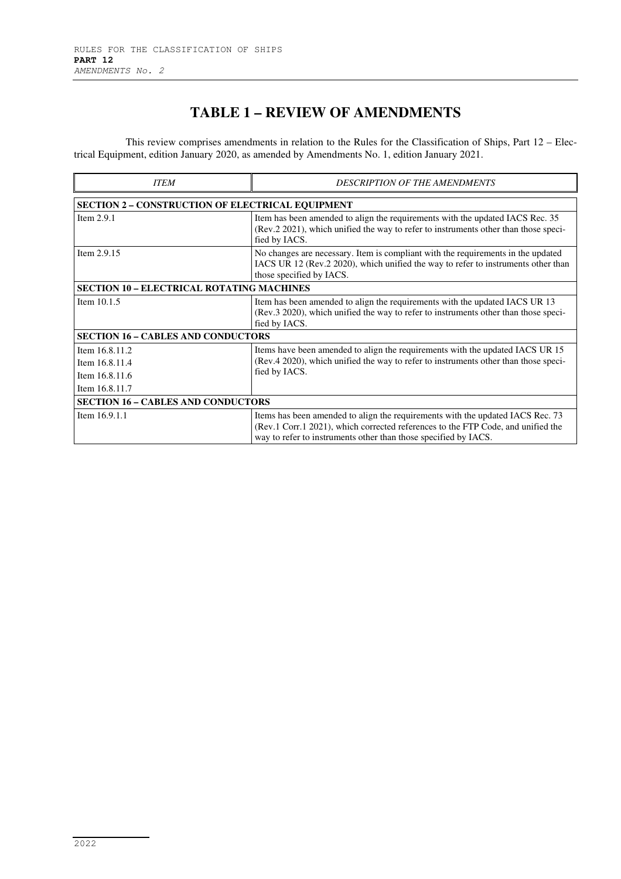# TABLE 1 – REVIEW OF AMENDMENTS

This review comprises amendments in relation to the Rules for the Classification of Ships, Part 12 – Electrical Equipment, edition January 2020, as amended by Amendments No. 1, edition January 2021.

| *ITEM* | *DESCRIPTION OF THE AMENDMENTS* |
|---|---|
| **SECTION 2 – CONSTRUCTION OF ELECTRICAL EQUIPMENT** | |
| Item 2.9.1 | Item has been amended to align the requirements with the updated IACS Rec. 35 (Rev.2 2021), which unified the way to refer to instruments other than those specified by IACS. |
| Item 2.9.15 | No changes are necessary. Item is compliant with the requirements in the updated IACS UR 12 (Rev.2 2020), which unified the way to refer to instruments other than those specified by IACS. |
| **SECTION 10 – ELECTRICAL ROTATING MACHINES** | |
| Item 10.1.5 | Item has been amended to align the requirements with the updated IACS UR 13 (Rev.3 2020), which unified the way to refer to instruments other than those specified by IACS. |
| **SECTION 16 – CABLES AND CONDUCTORS** | |
| Item 16.8.11.2<br>Item 16.8.11.4<br>Item 16.8.11.6<br>Item 16.8.11.7 | Items have been amended to align the requirements with the updated IACS UR 15 (Rev.4 2020), which unified the way to refer to instruments other than those specified by IACS. |
| **SECTION 16 – CABLES AND CONDUCTORS** | |
| Item 16.9.1.1 | Items has been amended to align the requirements with the updated IACS Rec. 73 (Rev.1 Corr.1 2021), which corrected references to the FTP Code, and unified the way to refer to instruments other than those specified by IACS. |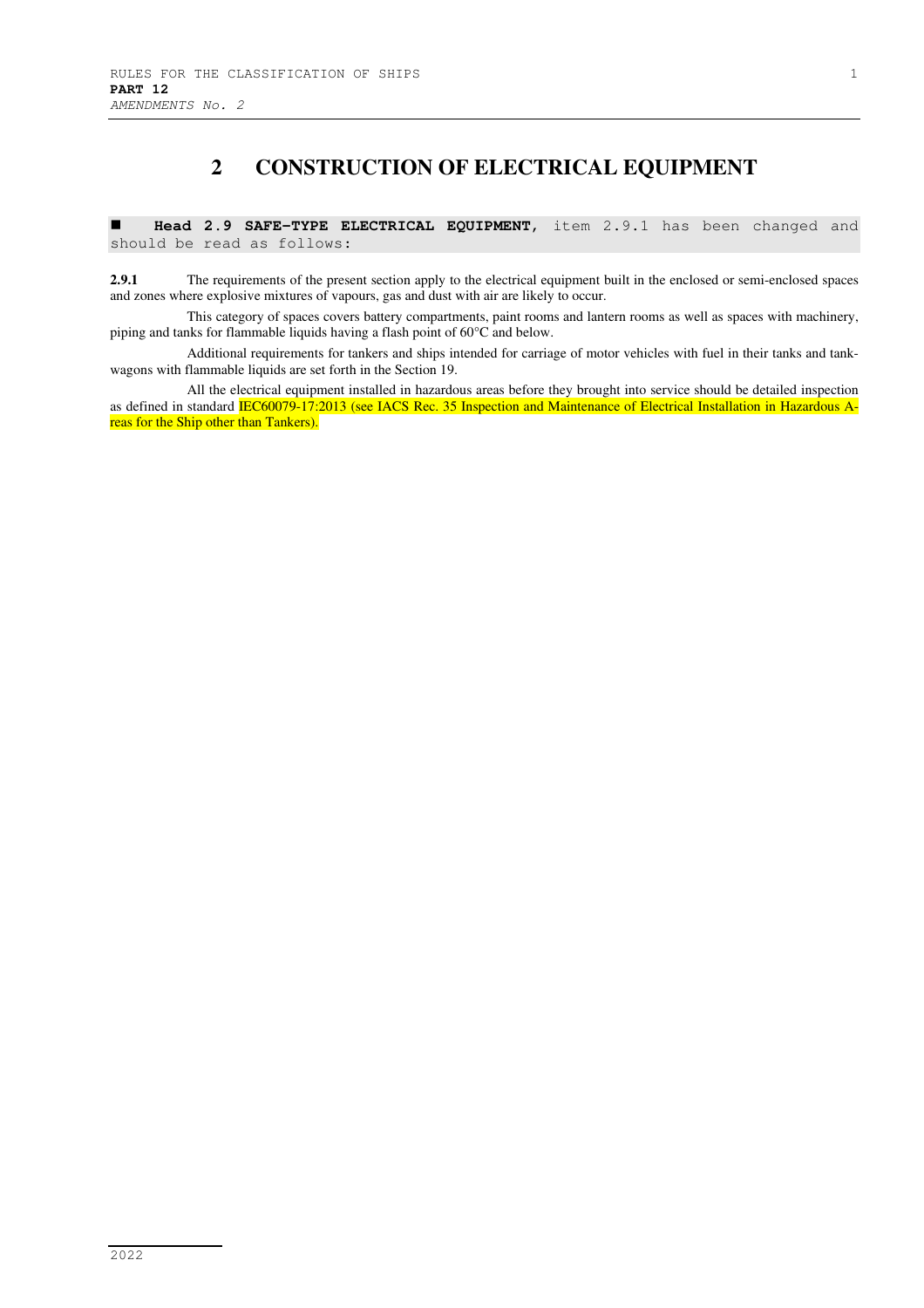# 2 CONSTRUCTION OF ELECTRICAL EQUIPMENT

■ **Head 2.9 SAFE-TYPE ELECTRICAL EQUIPMENT**, item 2.9.1 has been changed and should be read as follows:

**2.9.1** The requirements of the present section apply to the electrical equipment built in the enclosed or semi-enclosed spaces and zones where explosive mixtures of vapours, gas and dust with air are likely to occur.

This category of spaces covers battery compartments, paint rooms and lantern rooms as well as spaces with machinery, piping and tanks for flammable liquids having a flash point of 60°C and below.

Additional requirements for tankers and ships intended for carriage of motor vehicles with fuel in their tanks and tank-wagons with flammable liquids are set forth in the Section 19.

All the electrical equipment installed in hazardous areas before they brought into service should be detailed inspection as defined in standard IEC60079-17:2013 (see IACS Rec. 35 Inspection and Maintenance of Electrical Installation in Hazardous Areas for the Ship other than Tankers).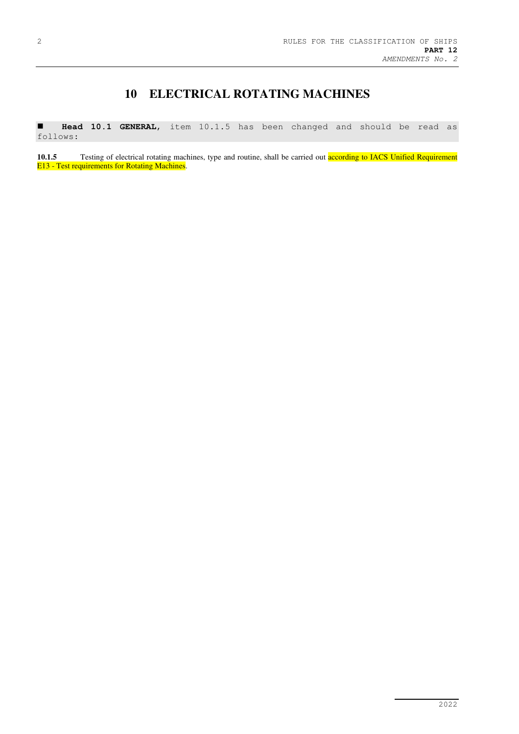# 10 ELECTRICAL ROTATING MACHINES

■ **Head 10.1 GENERAL**, item 10.1.5 has been changed and should be read as follows:

**10.1.5** Testing of electrical rotating machines, type and routine, shall be carried out according to IACS Unified Requirement E13 - Test requirements for Rotating Machines.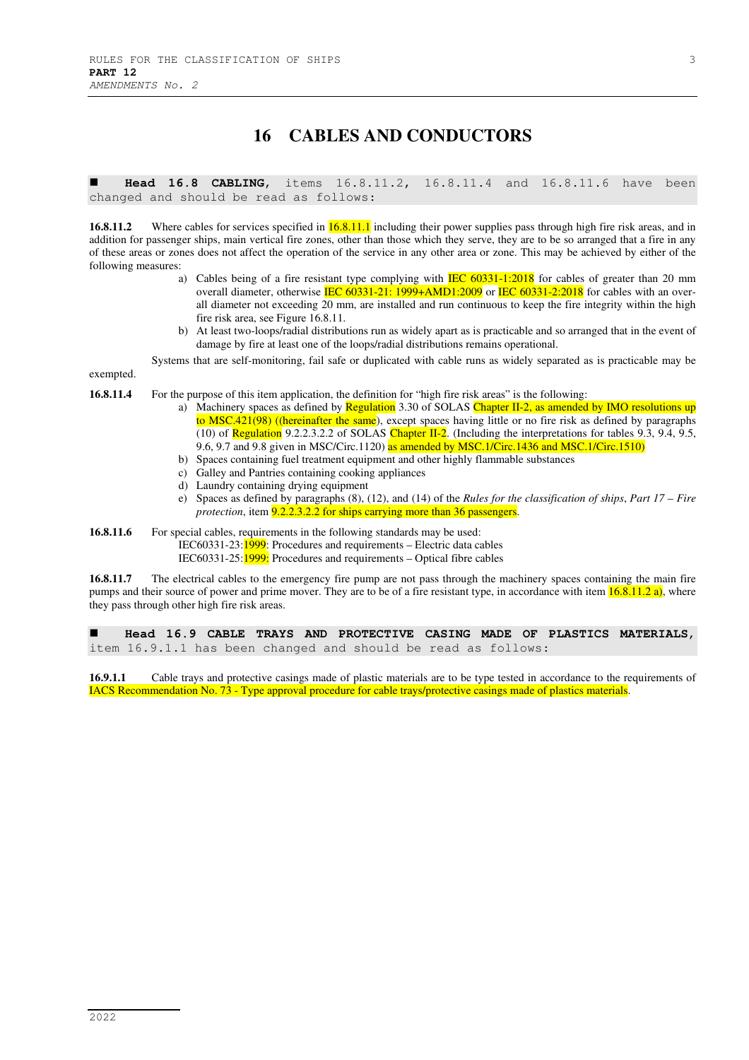# 16 CABLES AND CONDUCTORS

■ **Head 16.8 CABLING**, items 16.8.11.2, 16.8.11.4 and 16.8.11.6 have been changed and should be read as follows:

**16.8.11.2** Where cables for services specified in 16.8.11.1 including their power supplies pass through high fire risk areas, and in addition for passenger ships, main vertical fire zones, other than those which they serve, they are to be so arranged that a fire in any of these areas or zones does not affect the operation of the service in any other area or zone. This may be achieved by either of the following measures:

a) Cables being of a fire resistant type complying with IEC 60331-1:2018 for cables of greater than 20 mm overall diameter, otherwise IEC 60331-21: 1999+AMD1:2009 or IEC 60331-2:2018 for cables with an overall diameter not exceeding 20 mm, are installed and run continuous to keep the fire integrity within the high fire risk area, see Figure 16.8.11.

b) At least two-loops/radial distributions run as widely apart as is practicable and so arranged that in the event of damage by fire at least one of the loops/radial distributions remains operational.

Systems that are self-monitoring, fail safe or duplicated with cable runs as widely separated as is practicable may be exempted.

**16.8.11.4** For the purpose of this item application, the definition for "high fire risk areas" is the following:

a) Machinery spaces as defined by Regulation 3.30 of SOLAS Chapter II-2, as amended by IMO resolutions up to MSC.421(98) ((hereinafter the same), except spaces having little or no fire risk as defined by paragraphs (10) of Regulation 9.2.2.3.2.2 of SOLAS Chapter II-2. (Including the interpretations for tables 9.3, 9.4, 9.5, 9.6, 9.7 and 9.8 given in MSC/Circ.1120) as amended by MSC.1/Circ.1436 and MSC.1/Circ.1510)

b) Spaces containing fuel treatment equipment and other highly flammable substances

c) Galley and Pantries containing cooking appliances

d) Laundry containing drying equipment

e) Spaces as defined by paragraphs (8), (12), and (14) of the *Rules for the classification of ships*, *Part 17 – Fire protection*, item 9.2.2.3.2.2 for ships carrying more than 36 passengers.

**16.8.11.6** For special cables, requirements in the following standards may be used:

IEC60331-23:1999: Procedures and requirements – Electric data cables
IEC60331-25:1999: Procedures and requirements – Optical fibre cables

**16.8.11.7** The electrical cables to the emergency fire pump are not pass through the machinery spaces containing the main fire pumps and their source of power and prime mover. They are to be of a fire resistant type, in accordance with item 16.8.11.2 a), where they pass through other high fire risk areas.

■ **Head 16.9 CABLE TRAYS AND PROTECTIVE CASING MADE OF PLASTICS MATERIALS**, item 16.9.1.1 has been changed and should be read as follows:

**16.9.1.1** Cable trays and protective casings made of plastic materials are to be type tested in accordance to the requirements of IACS Recommendation No. 73 - Type approval procedure for cable trays/protective casings made of plastics materials.